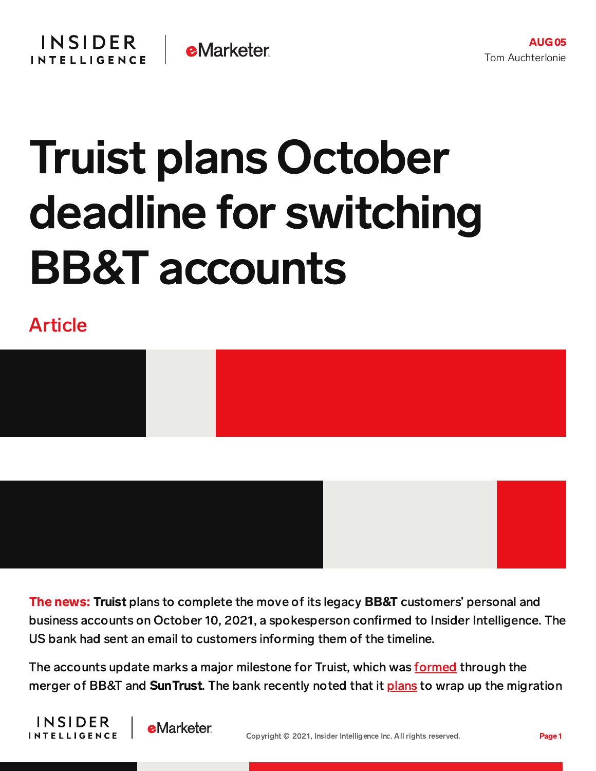AUG 05

Tom Auchterlonie

# Truist plans October deadline for switching BB&T accounts

Article

**The news:** **Truist** plans to complete the move of its legacy **BB&T** customers' personal and business accounts on October 10, 2021, a spokesperson confirmed to Insider Intelligence. The US bank had sent an email to customers informing them of the timeline.

The accounts update marks a major milestone for Truist, which was formed through the merger of BB&T and **SunTrust**. The bank recently noted that it plans to wrap up the migration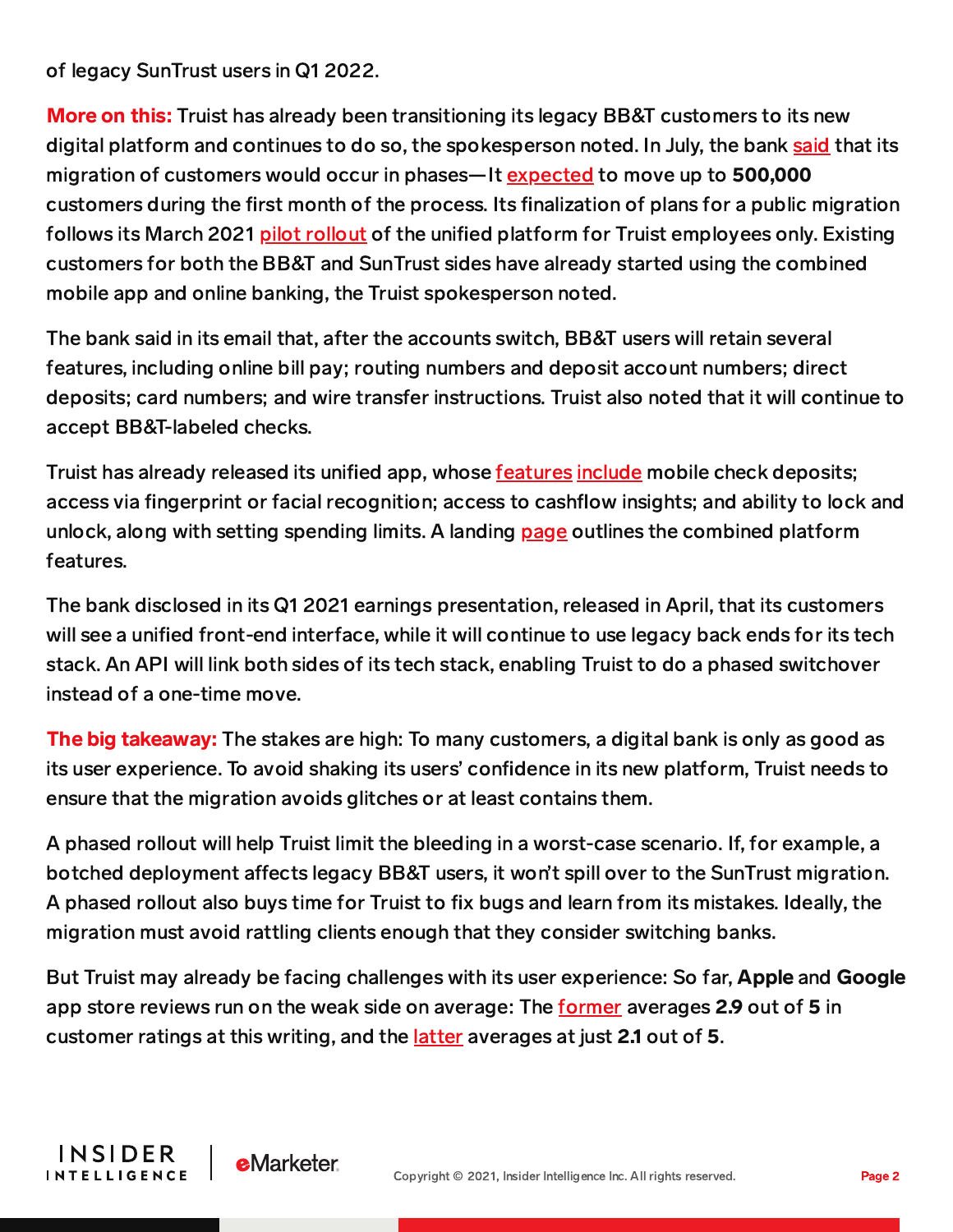of legacy SunTrust users in Q1 2022.

**More on this:** Truist has already been transitioning its legacy BB&T customers to its new digital platform and continues to do so, the spokesperson noted. In July, the bank said that its migration of customers would occur in phases—It expected to move up to **500,000** customers during the first month of the process. Its finalization of plans for a public migration follows its March 2021 pilot rollout of the unified platform for Truist employees only. Existing customers for both the BB&T and SunTrust sides have already started using the combined mobile app and online banking, the Truist spokesperson noted.

The bank said in its email that, after the accounts switch, BB&T users will retain several features, including online bill pay; routing numbers and deposit account numbers; direct deposits; card numbers; and wire transfer instructions. Truist also noted that it will continue to accept BB&T-labeled checks.

Truist has already released its unified app, whose features include mobile check deposits; access via fingerprint or facial recognition; access to cashflow insights; and ability to lock and unlock, along with setting spending limits. A landing page outlines the combined platform features.

The bank disclosed in its Q1 2021 earnings presentation, released in April, that its customers will see a unified front-end interface, while it will continue to use legacy back ends for its tech stack. An API will link both sides of its tech stack, enabling Truist to do a phased switchover instead of a one-time move.

**The big takeaway:** The stakes are high: To many customers, a digital bank is only as good as its user experience. To avoid shaking its users' confidence in its new platform, Truist needs to ensure that the migration avoids glitches or at least contains them.

A phased rollout will help Truist limit the bleeding in a worst-case scenario. If, for example, a botched deployment affects legacy BB&T users, it won't spill over to the SunTrust migration. A phased rollout also buys time for Truist to fix bugs and learn from its mistakes. Ideally, the migration must avoid rattling clients enough that they consider switching banks.

But Truist may already be facing challenges with its user experience: So far, **Apple** and **Google** app store reviews run on the weak side on average: The former averages **2.9** out of **5** in customer ratings at this writing, and the latter averages at just **2.1** out of **5**.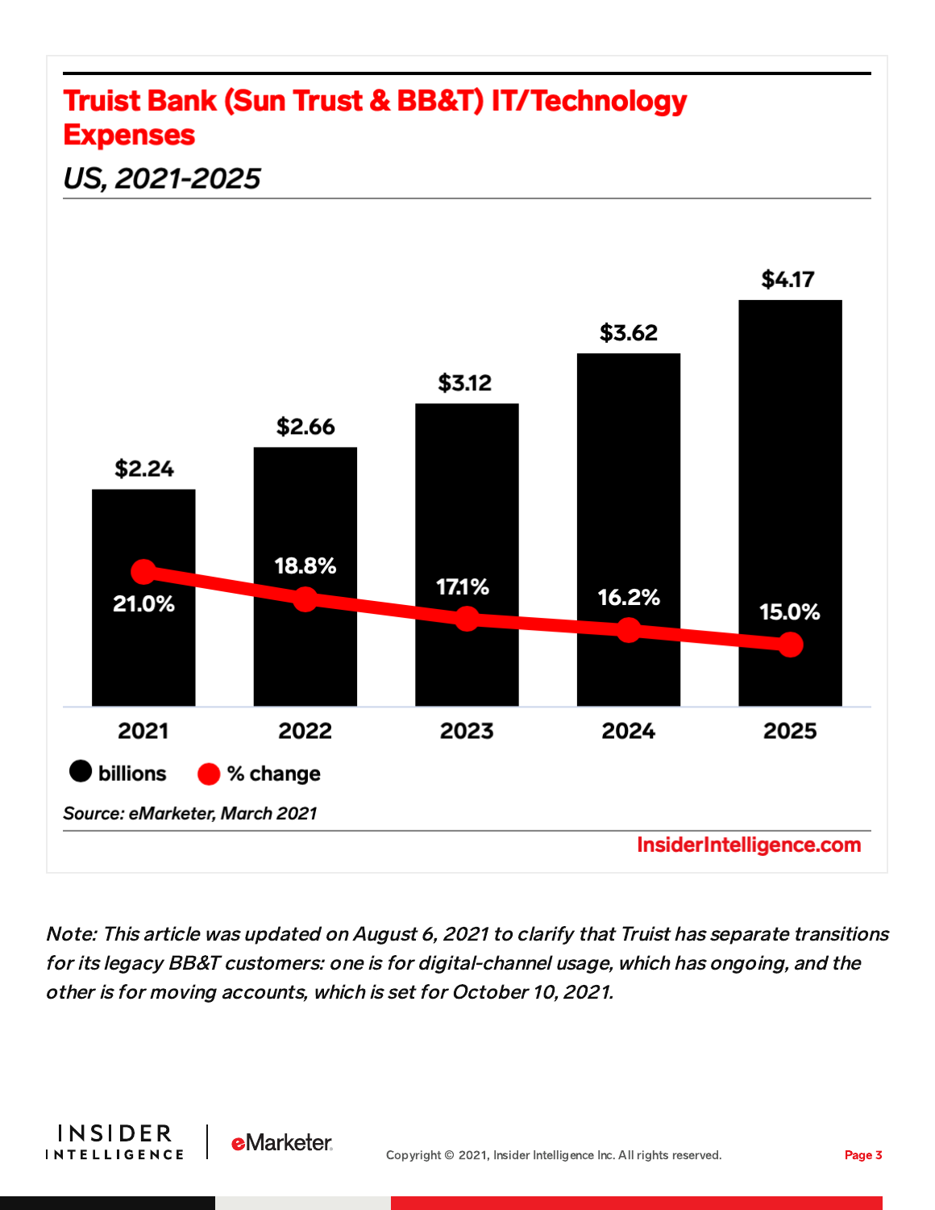## Truist Bank (Sun Trust & BB&T) IT/Technology Expenses

*US, 2021-2025*

$2.24
$2.66
$3.12
$3.62
$4.17

21.0%
18.8%
17.1%
16.2%
15.0%

2021
2022
2023
2024
2025

billions
% change

*Source: eMarketer, March 2021*

InsiderIntelligence.com

*Note: This article was updated on August 6, 2021 to clarify that Truist has separate transitions for its legacy BB&T customers: one is for digital-channel usage, which has ongoing, and the other is for moving accounts, which is set for October 10, 2021.*